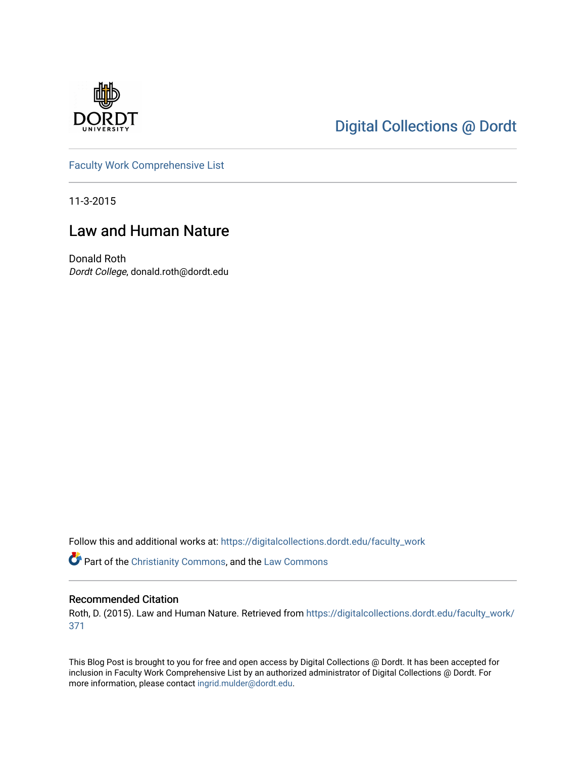Digital Collections @ Dordt

Faculty Work Comprehensive List

11-3-2015

# Law and Human Nature

Donald Roth
*Dordt College*, donald.roth@dordt.edu

Follow this and additional works at: https://digitalcollections.dordt.edu/faculty_work

Part of the Christianity Commons, and the Law Commons

## Recommended Citation

Roth, D. (2015). Law and Human Nature. Retrieved from https://digitalcollections.dordt.edu/faculty_work/371

This Blog Post is brought to you for free and open access by Digital Collections @ Dordt. It has been accepted for inclusion in Faculty Work Comprehensive List by an authorized administrator of Digital Collections @ Dordt. For more information, please contact ingrid.mulder@dordt.edu.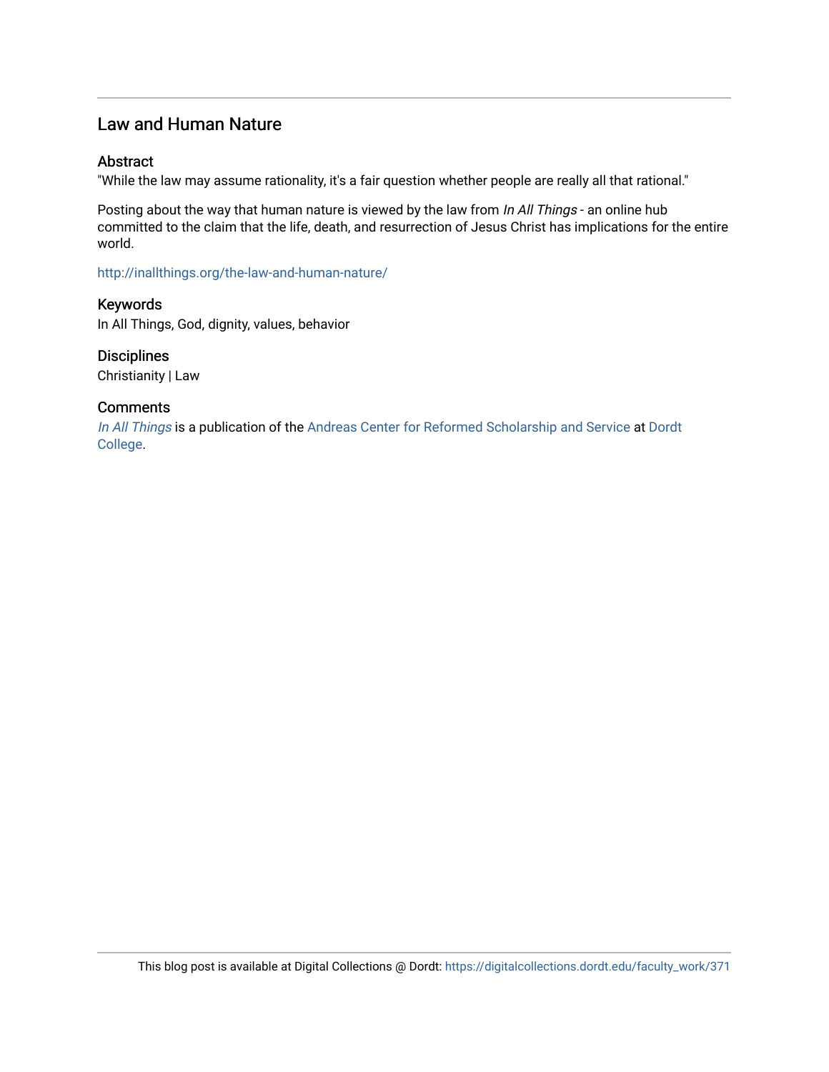## Law and Human Nature

### Abstract

"While the law may assume rationality, it's a fair question whether people are really all that rational."

Posting about the way that human nature is viewed by the law from *In All Things* - an online hub committed to the claim that the life, death, and resurrection of Jesus Christ has implications for the entire world.

http://inallthings.org/the-law-and-human-nature/

### Keywords

In All Things, God, dignity, values, behavior

### Disciplines

Christianity | Law

### Comments

*In All Things* is a publication of the Andreas Center for Reformed Scholarship and Service at Dordt College.

This blog post is available at Digital Collections @ Dordt: https://digitalcollections.dordt.edu/faculty_work/371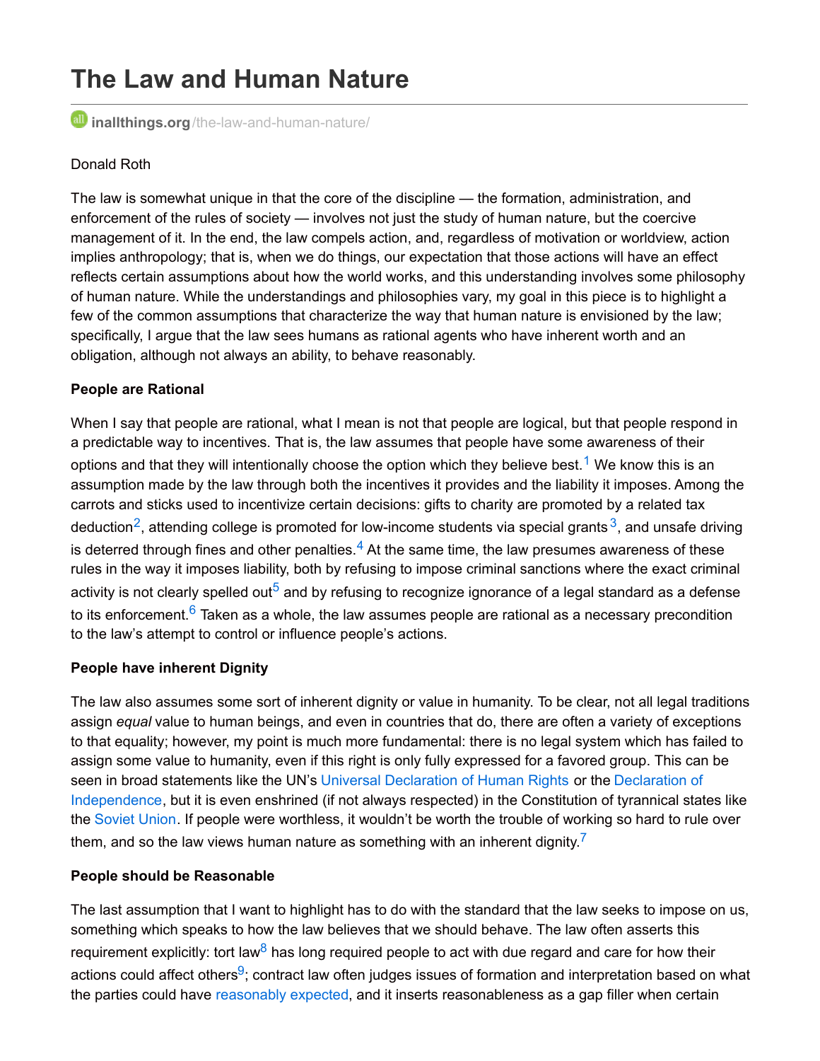# The Law and Human Nature

inallthings.org/the-law-and-human-nature/

Donald Roth

The law is somewhat unique in that the core of the discipline — the formation, administration, and enforcement of the rules of society — involves not just the study of human nature, but the coercive management of it. In the end, the law compels action, and, regardless of motivation or worldview, action implies anthropology; that is, when we do things, our expectation that those actions will have an effect reflects certain assumptions about how the world works, and this understanding involves some philosophy of human nature. While the understandings and philosophies vary, my goal in this piece is to highlight a few of the common assumptions that characterize the way that human nature is envisioned by the law; specifically, I argue that the law sees humans as rational agents who have inherent worth and an obligation, although not always an ability, to behave reasonably.

**People are Rational**

When I say that people are rational, what I mean is not that people are logical, but that people respond in a predictable way to incentives. That is, the law assumes that people have some awareness of their options and that they will intentionally choose the option which they believe best.[1] We know this is an assumption made by the law through both the incentives it provides and the liability it imposes. Among the carrots and sticks used to incentivize certain decisions: gifts to charity are promoted by a related tax deduction[2], attending college is promoted for low-income students via special grants[3], and unsafe driving is deterred through fines and other penalties.[4] At the same time, the law presumes awareness of these rules in the way it imposes liability, both by refusing to impose criminal sanctions where the exact criminal activity is not clearly spelled out[5] and by refusing to recognize ignorance of a legal standard as a defense to its enforcement.[6] Taken as a whole, the law assumes people are rational as a necessary precondition to the law's attempt to control or influence people's actions.

**People have inherent Dignity**

The law also assumes some sort of inherent dignity or value in humanity. To be clear, not all legal traditions assign *equal* value to human beings, and even in countries that do, there are often a variety of exceptions to that equality; however, my point is much more fundamental: there is no legal system which has failed to assign some value to humanity, even if this right is only fully expressed for a favored group. This can be seen in broad statements like the UN's Universal Declaration of Human Rights or the Declaration of Independence, but it is even enshrined (if not always respected) in the Constitution of tyrannical states like the Soviet Union. If people were worthless, it wouldn't be worth the trouble of working so hard to rule over them, and so the law views human nature as something with an inherent dignity.[7]

**People should be Reasonable**

The last assumption that I want to highlight has to do with the standard that the law seeks to impose on us, something which speaks to how the law believes that we should behave. The law often asserts this requirement explicitly: tort law[8] has long required people to act with due regard and care for how their actions could affect others[9]; contract law often judges issues of formation and interpretation based on what the parties could have reasonably expected, and it inserts reasonableness as a gap filler when certain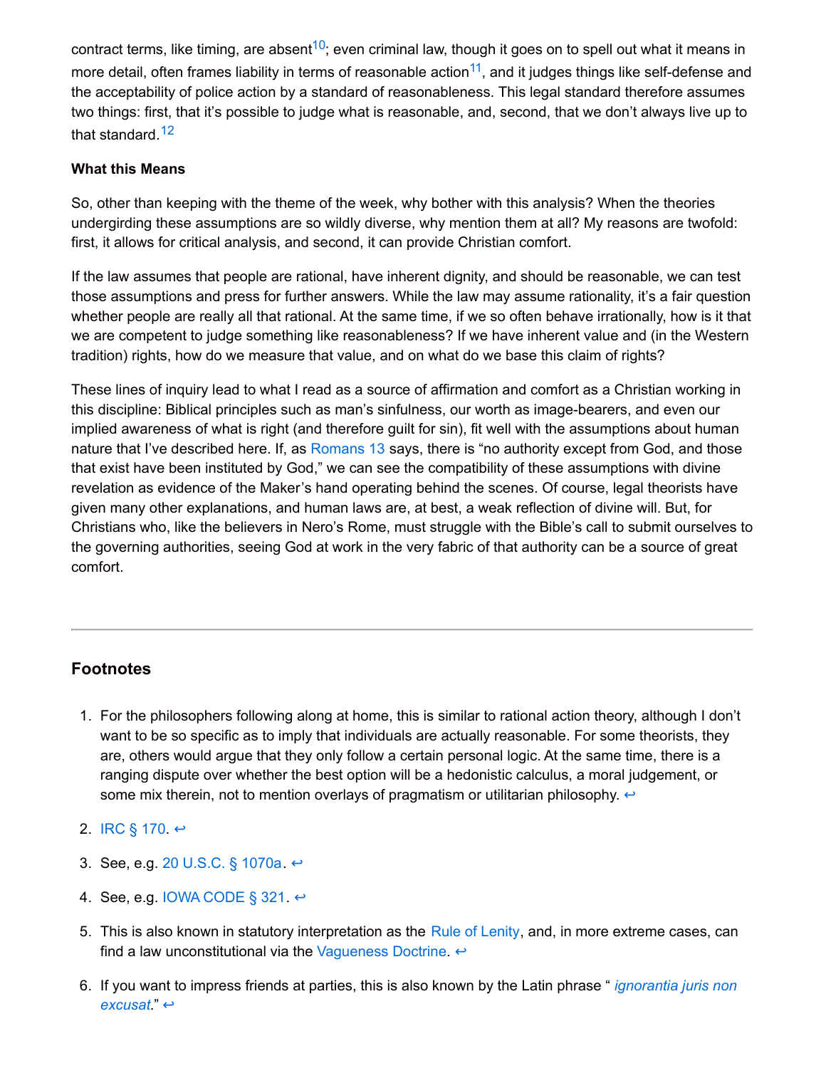contract terms, like timing, are absent[10]; even criminal law, though it goes on to spell out what it means in more detail, often frames liability in terms of reasonable action[11], and it judges things like self-defense and the acceptability of police action by a standard of reasonableness. This legal standard therefore assumes two things: first, that it's possible to judge what is reasonable, and, second, that we don't always live up to that standard.[12]

**What this Means**

So, other than keeping with the theme of the week, why bother with this analysis? When the theories undergirding these assumptions are so wildly diverse, why mention them at all? My reasons are twofold: first, it allows for critical analysis, and second, it can provide Christian comfort.

If the law assumes that people are rational, have inherent dignity, and should be reasonable, we can test those assumptions and press for further answers. While the law may assume rationality, it's a fair question whether people are really all that rational. At the same time, if we so often behave irrationally, how is it that we are competent to judge something like reasonableness? If we have inherent value and (in the Western tradition) rights, how do we measure that value, and on what do we base this claim of rights?

These lines of inquiry lead to what I read as a source of affirmation and comfort as a Christian working in this discipline: Biblical principles such as man's sinfulness, our worth as image-bearers, and even our implied awareness of what is right (and therefore guilt for sin), fit well with the assumptions about human nature that I've described here. If, as Romans 13 says, there is "no authority except from God, and those that exist have been instituted by God," we can see the compatibility of these assumptions with divine revelation as evidence of the Maker's hand operating behind the scenes. Of course, legal theorists have given many other explanations, and human laws are, at best, a weak reflection of divine will. But, for Christians who, like the believers in Nero's Rome, must struggle with the Bible's call to submit ourselves to the governing authorities, seeing God at work in the very fabric of that authority can be a source of great comfort.

---

## Footnotes

1. For the philosophers following along at home, this is similar to rational action theory, although I don't want to be so specific as to imply that individuals are actually reasonable. For some theorists, they are, others would argue that they only follow a certain personal logic. At the same time, there is a ranging dispute over whether the best option will be a hedonistic calculus, a moral judgement, or some mix therein, not to mention overlays of pragmatism or utilitarian philosophy. ↩

2. IRC § 170. ↩

3. See, e.g. 20 U.S.C. § 1070a. ↩

4. See, e.g. IOWA CODE § 321. ↩

5. This is also known in statutory interpretation as the Rule of Lenity, and, in more extreme cases, can find a law unconstitutional via the Vagueness Doctrine. ↩

6. If you want to impress friends at parties, this is also known by the Latin phrase "*ignorantia juris non excusat*." ↩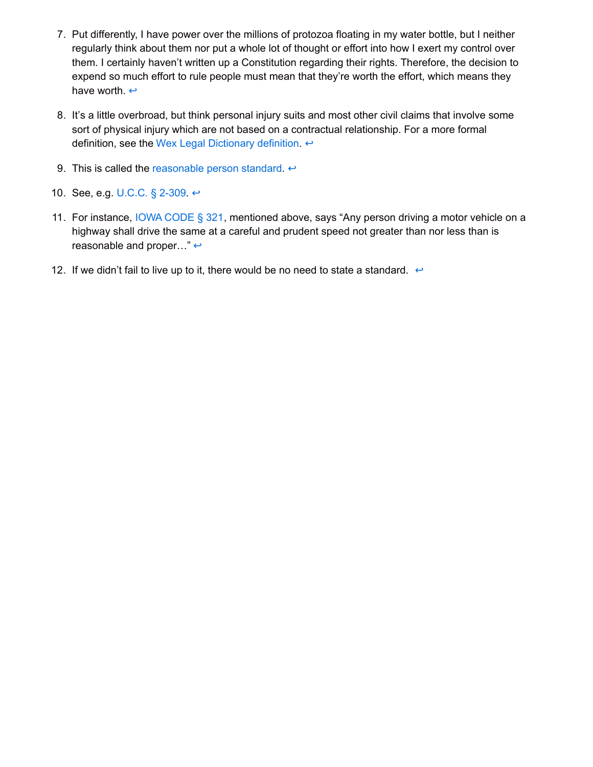7. Put differently, I have power over the millions of protozoa floating in my water bottle, but I neither regularly think about them nor put a whole lot of thought or effort into how I exert my control over them. I certainly haven't written up a Constitution regarding their rights. Therefore, the decision to expend so much effort to rule people must mean that they're worth the effort, which means they have worth. ↩

8. It's a little overbroad, but think personal injury suits and most other civil claims that involve some sort of physical injury which are not based on a contractual relationship. For a more formal definition, see the Wex Legal Dictionary definition. ↩

9. This is called the reasonable person standard. ↩

10. See, e.g. U.C.C. § 2-309. ↩

11. For instance, IOWA CODE § 321, mentioned above, says "Any person driving a motor vehicle on a highway shall drive the same at a careful and prudent speed not greater than nor less than is reasonable and proper…" ↩

12. If we didn't fail to live up to it, there would be no need to state a standard. ↩